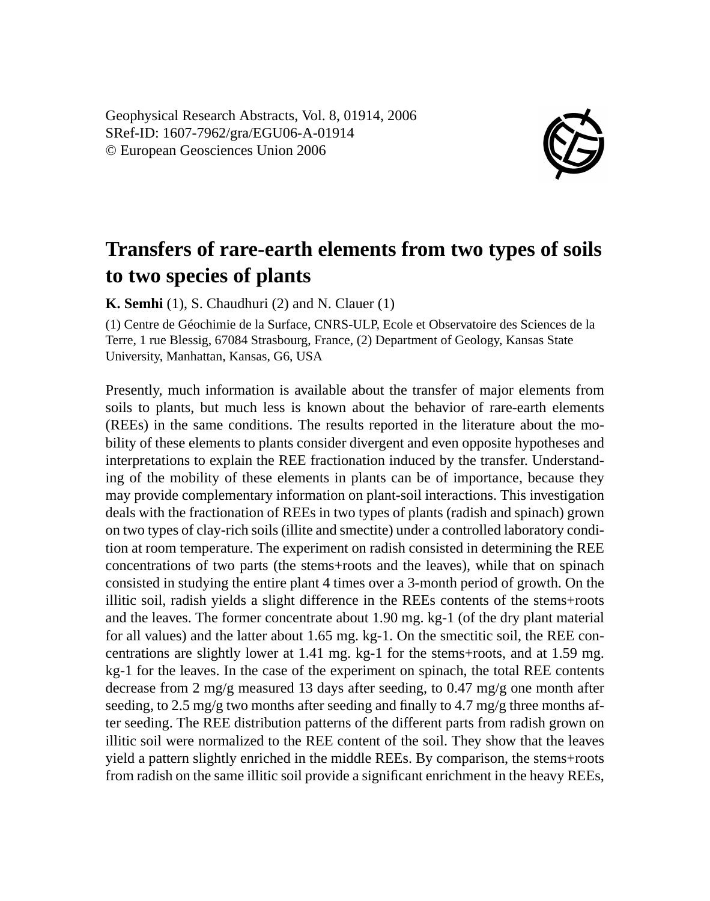# Transfers of rare-earth elements from two types of soils to two species of plants

**K. Semhi** (1), S. Chaudhuri (2) and N. Clauer (1)

(1) Centre de Géochimie de la Surface, CNRS-ULP, Ecole et Observatoire des Sciences de la Terre, 1 rue Blessig, 67084 Strasbourg, France, (2) Department of Geology, Kansas State University, Manhattan, Kansas, G6, USA

Presently, much information is available about the transfer of major elements from soils to plants, but much less is known about the behavior of rare-earth elements (REEs) in the same conditions. The results reported in the literature about the mobility of these elements to plants consider divergent and even opposite hypotheses and interpretations to explain the REE fractionation induced by the transfer. Understanding of the mobility of these elements in plants can be of importance, because they may provide complementary information on plant-soil interactions. This investigation deals with the fractionation of REEs in two types of plants (radish and spinach) grown on two types of clay-rich soils (illite and smectite) under a controlled laboratory condition at room temperature. The experiment on radish consisted in determining the REE concentrations of two parts (the stems+roots and the leaves), while that on spinach consisted in studying the entire plant 4 times over a 3-month period of growth. On the illitic soil, radish yields a slight difference in the REEs contents of the stems+roots and the leaves. The former concentrate about 1.90 mg. kg-1 (of the dry plant material for all values) and the latter about 1.65 mg. kg-1. On the smectitic soil, the REE concentrations are slightly lower at 1.41 mg. kg-1 for the stems+roots, and at 1.59 mg. kg-1 for the leaves. In the case of the experiment on spinach, the total REE contents decrease from 2 mg/g measured 13 days after seeding, to 0.47 mg/g one month after seeding, to 2.5 mg/g two months after seeding and finally to 4.7 mg/g three months after seeding. The REE distribution patterns of the different parts from radish grown on illitic soil were normalized to the REE content of the soil. They show that the leaves yield a pattern slightly enriched in the middle REEs. By comparison, the stems+roots from radish on the same illitic soil provide a significant enrichment in the heavy REEs,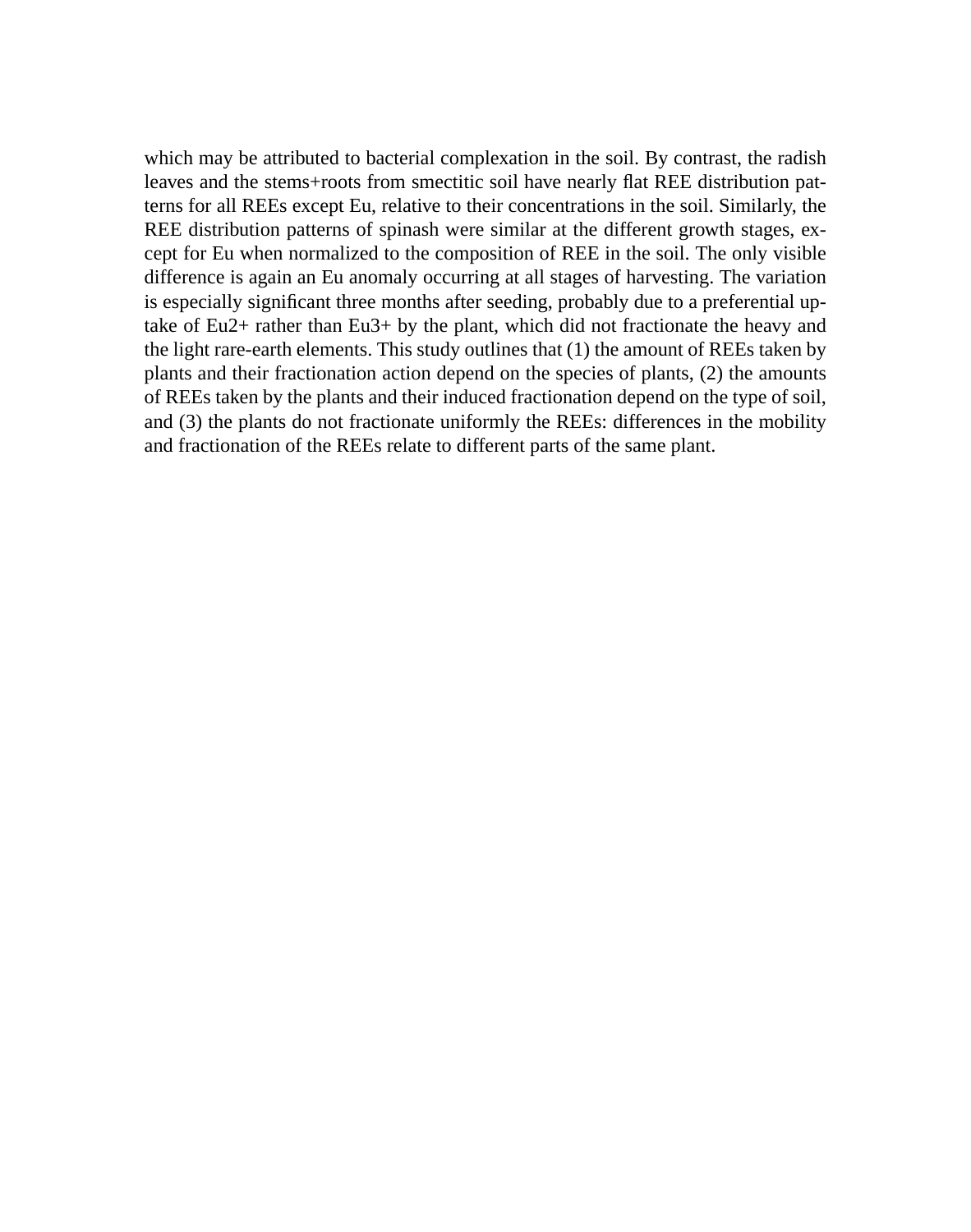which may be attributed to bacterial complexation in the soil. By contrast, the radish leaves and the stems+roots from smectitic soil have nearly flat REE distribution patterns for all REEs except Eu, relative to their concentrations in the soil. Similarly, the REE distribution patterns of spinash were similar at the different growth stages, except for Eu when normalized to the composition of REE in the soil. The only visible difference is again an Eu anomaly occurring at all stages of harvesting. The variation is especially significant three months after seeding, probably due to a preferential uptake of $Eu^{2+}$ rather than $Eu^{3+}$ by the plant, which did not fractionate the heavy and the light rare-earth elements. This study outlines that (1) the amount of REEs taken by plants and their fractionation action depend on the species of plants, (2) the amounts of REEs taken by the plants and their induced fractionation depend on the type of soil, and (3) the plants do not fractionate uniformly the REEs: differences in the mobility and fractionation of the REEs relate to different parts of the same plant.